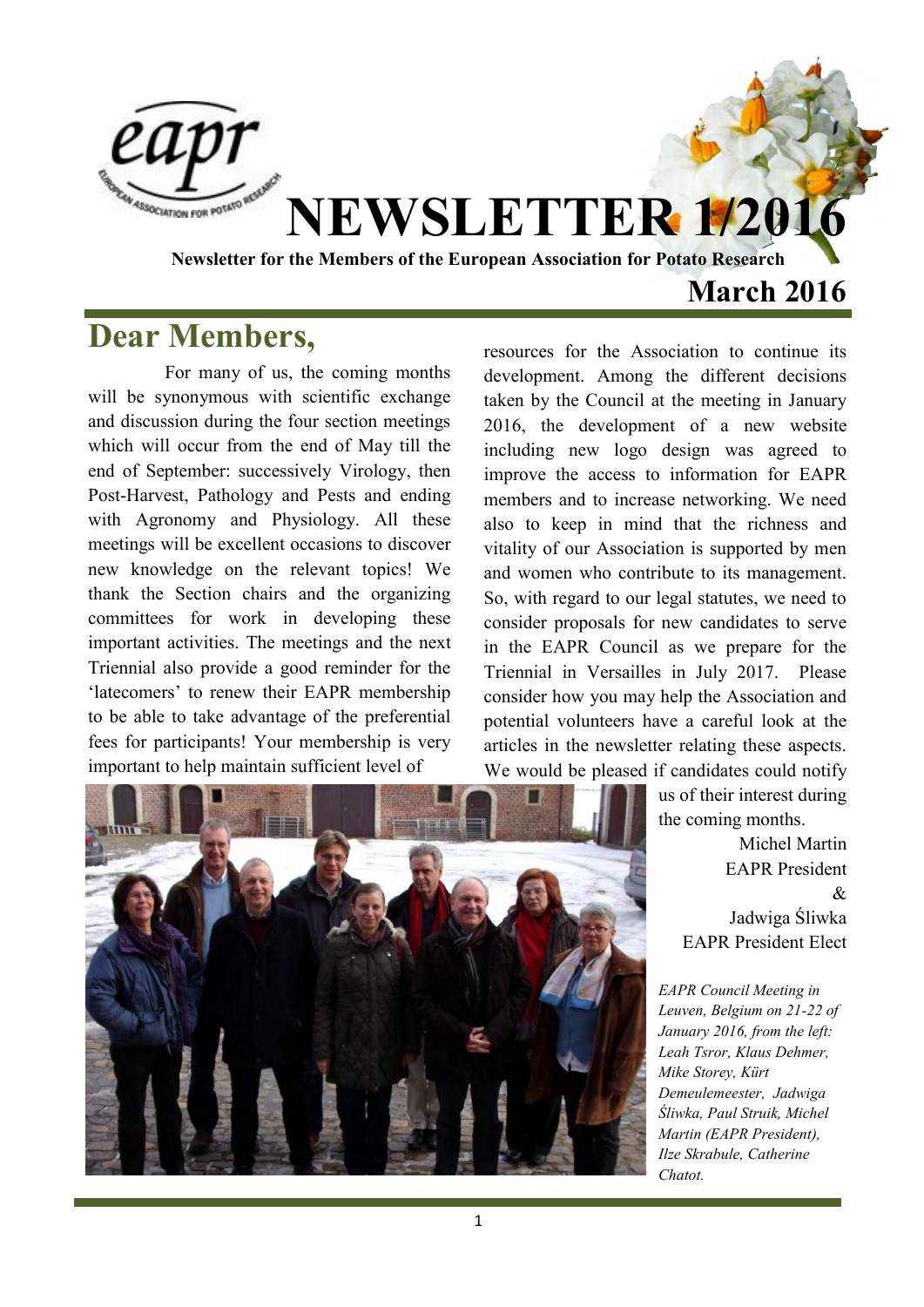# NEWSLETTER 1/2016

**Newsletter for the Members of the European Association for Potato Research**

**March 2016**

## Dear Members,

For many of us, the coming months will be synonymous with scientific exchange and discussion during the four section meetings which will occur from the end of May till the end of September: successively Virology, then Post-Harvest, Pathology and Pests and ending with Agronomy and Physiology. All these meetings will be excellent occasions to discover new knowledge on the relevant topics! We thank the Section chairs and the organizing committees for work in developing these important activities. The meetings and the next Triennial also provide a good reminder for the 'latecomers' to renew their EAPR membership to be able to take advantage of the preferential fees for participants! Your membership is very important to help maintain sufficient level of resources for the Association to continue its development. Among the different decisions taken by the Council at the meeting in January 2016, the development of a new website including new logo design was agreed to improve the access to information for EAPR members and to increase networking. We need also to keep in mind that the richness and vitality of our Association is supported by men and women who contribute to its management. So, with regard to our legal statutes, we need to consider proposals for new candidates to serve in the EAPR Council as we prepare for the Triennial in Versailles in July 2017. Please consider how you may help the Association and potential volunteers have a careful look at the articles in the newsletter relating these aspects. We would be pleased if candidates could notify us of their interest during the coming months.

Michel Martin
EAPR President
&
Jadwiga Śliwka
EAPR President Elect

*EAPR Council Meeting in Leuven, Belgium on 21-22 of January 2016, from the left: Leah Tsror, Klaus Dehmer, Mike Storey, Kürt Demeulemeester, Jadwiga Śliwka, Paul Struik, Michel Martin (EAPR President), Ilze Skrabule, Catherine Chatot.*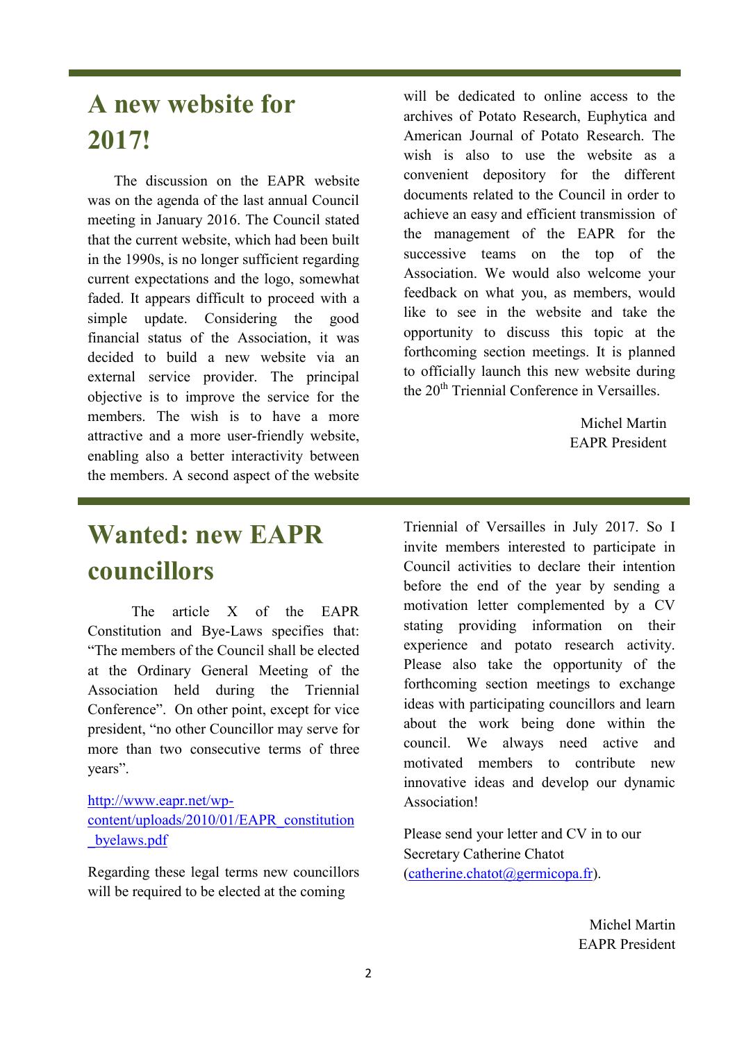## A new website for 2017!

The discussion on the EAPR website was on the agenda of the last annual Council meeting in January 2016. The Council stated that the current website, which had been built in the 1990s, is no longer sufficient regarding current expectations and the logo, somewhat faded. It appears difficult to proceed with a simple update. Considering the good financial status of the Association, it was decided to build a new website via an external service provider. The principal objective is to improve the service for the members. The wish is to have a more attractive and a more user-friendly website, enabling also a better interactivity between the members. A second aspect of the website will be dedicated to online access to the archives of Potato Research, Euphytica and American Journal of Potato Research. The wish is also to use the website as a convenient depository for the different documents related to the Council in order to achieve an easy and efficient transmission of the management of the EAPR for the successive teams on the top of the Association. We would also welcome your feedback on what you, as members, would like to see in the website and take the opportunity to discuss this topic at the forthcoming section meetings. It is planned to officially launch this new website during the 20th Triennial Conference in Versailles.

Michel Martin
EAPR President

## Wanted: new EAPR councillors

The article X of the EAPR Constitution and Bye-Laws specifies that: "The members of the Council shall be elected at the Ordinary General Meeting of the Association held during the Triennial Conference". On other point, except for vice president, "no other Councillor may serve for more than two consecutive terms of three years".

http://www.eapr.net/wp-content/uploads/2010/01/EAPR_constitution_byelaws.pdf

Regarding these legal terms new councillors will be required to be elected at the coming Triennial of Versailles in July 2017. So I invite members interested to participate in Council activities to declare their intention before the end of the year by sending a motivation letter complemented by a CV stating providing information on their experience and potato research activity. Please also take the opportunity of the forthcoming section meetings to exchange ideas with participating councillors and learn about the work being done within the council. We always need active and motivated members to contribute new innovative ideas and develop our dynamic Association!

Please send your letter and CV in to our Secretary Catherine Chatot (catherine.chatot@germicopa.fr).

Michel Martin
EAPR President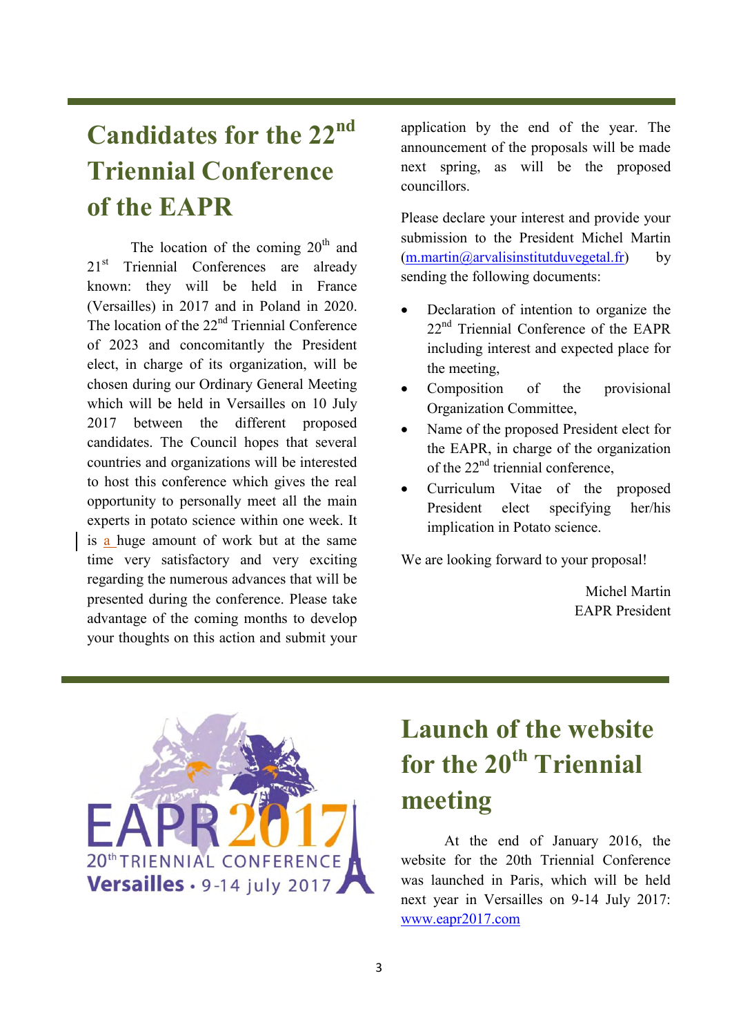## Candidates for the 22nd Triennial Conference of the EAPR

The location of the coming 20th and 21st Triennial Conferences are already known: they will be held in France (Versailles) in 2017 and in Poland in 2020. The location of the 22nd Triennial Conference of 2023 and concomitantly the President elect, in charge of its organization, will be chosen during our Ordinary General Meeting which will be held in Versailles on 10 July 2017 between the different proposed candidates. The Council hopes that several countries and organizations will be interested to host this conference which gives the real opportunity to personally meet all the main experts in potato science within one week. It is a huge amount of work but at the same time very satisfactory and very exciting regarding the numerous advances that will be presented during the conference. Please take advantage of the coming months to develop your thoughts on this action and submit your application by the end of the year. The announcement of the proposals will be made next spring, as will be the proposed councillors.

Please declare your interest and provide your submission to the President Michel Martin (m.martin@arvalisinstitutduvegetal.fr) by sending the following documents:

- Declaration of intention to organize the 22nd Triennial Conference of the EAPR including interest and expected place for the meeting,
- Composition of the provisional Organization Committee,
- Name of the proposed President elect for the EAPR, in charge of the organization of the 22nd triennial conference,
- Curriculum Vitae of the proposed President elect specifying her/his implication in Potato science.

We are looking forward to your proposal!

Michel Martin
EAPR President

EAPR 2017
20th TRIENNIAL CONFERENCE
Versailles • 9-14 july 2017

## Launch of the website for the 20th Triennial meeting

At the end of January 2016, the website for the 20th Triennial Conference was launched in Paris, which will be held next year in Versailles on 9-14 July 2017: www.eapr2017.com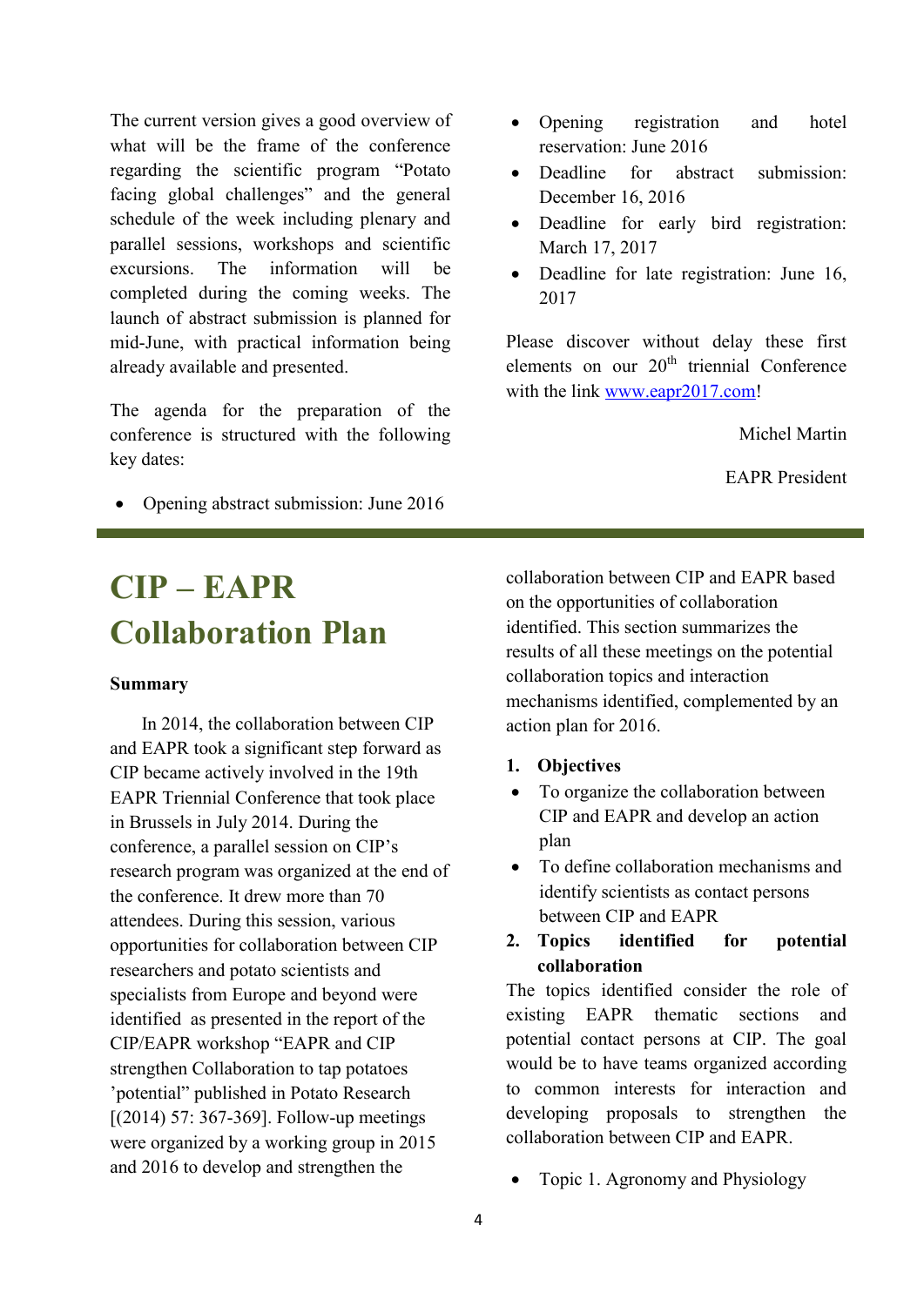The current version gives a good overview of what will be the frame of the conference regarding the scientific program "Potato facing global challenges" and the general schedule of the week including plenary and parallel sessions, workshops and scientific excursions. The information will be completed during the coming weeks. The launch of abstract submission is planned for mid-June, with practical information being already available and presented.

The agenda for the preparation of the conference is structured with the following key dates:

- Opening abstract submission: June 2016
- Opening registration and hotel reservation: June 2016
- Deadline for abstract submission: December 16, 2016
- Deadline for early bird registration: March 17, 2017
- Deadline for late registration: June 16, 2017

Please discover without delay these first elements on our 20th triennial Conference with the link www.eapr2017.com!

Michel Martin

EAPR President

# CIP – EAPR Collaboration Plan

**Summary**

In 2014, the collaboration between CIP and EAPR took a significant step forward as CIP became actively involved in the 19th EAPR Triennial Conference that took place in Brussels in July 2014. During the conference, a parallel session on CIP's research program was organized at the end of the conference. It drew more than 70 attendees. During this session, various opportunities for collaboration between CIP researchers and potato scientists and specialists from Europe and beyond were identified as presented in the report of the CIP/EAPR workshop "EAPR and CIP strengthen Collaboration to tap potatoes 'potential" published in Potato Research [(2014) 57: 367-369]. Follow-up meetings were organized by a working group in 2015 and 2016 to develop and strengthen the collaboration between CIP and EAPR based on the opportunities of collaboration identified. This section summarizes the results of all these meetings on the potential collaboration topics and interaction mechanisms identified, complemented by an action plan for 2016.

1. **Objectives**

- To organize the collaboration between CIP and EAPR and develop an action plan
- To define collaboration mechanisms and identify scientists as contact persons between CIP and EAPR

2. **Topics identified for potential collaboration**

The topics identified consider the role of existing EAPR thematic sections and potential contact persons at CIP. The goal would be to have teams organized according to common interests for interaction and developing proposals to strengthen the collaboration between CIP and EAPR.

- Topic 1. Agronomy and Physiology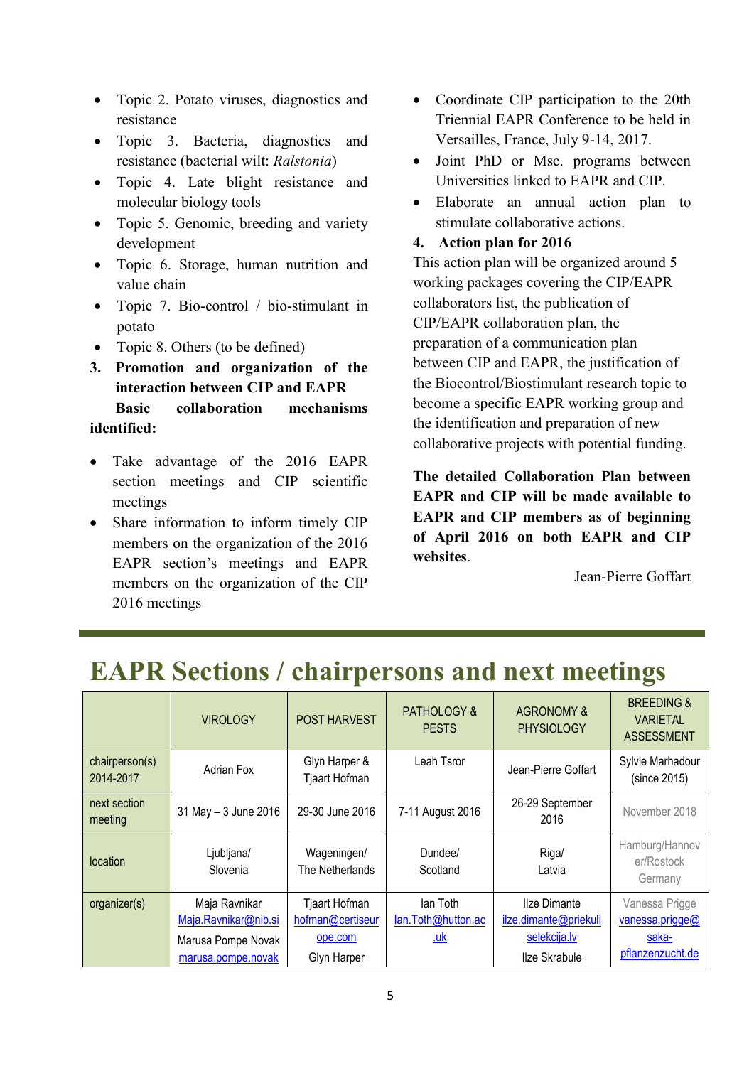- Topic 2. Potato viruses, diagnostics and resistance
- Topic 3. Bacteria, diagnostics and resistance (bacterial wilt: *Ralstonia*)
- Topic 4. Late blight resistance and molecular biology tools
- Topic 5. Genomic, breeding and variety development
- Topic 6. Storage, human nutrition and value chain
- Topic 7. Bio-control / bio-stimulant in potato
- Topic 8. Others (to be defined)

**3. Promotion and organization of the interaction between CIP and EAPR**

**Basic collaboration mechanisms identified:**

- Take advantage of the 2016 EAPR section meetings and CIP scientific meetings
- Share information to inform timely CIP members on the organization of the 2016 EAPR section's meetings and EAPR members on the organization of the CIP 2016 meetings
- Coordinate CIP participation to the 20th Triennial EAPR Conference to be held in Versailles, France, July 9-14, 2017.
- Joint PhD or Msc. programs between Universities linked to EAPR and CIP.
- Elaborate an annual action plan to stimulate collaborative actions.

**4. Action plan for 2016**

This action plan will be organized around 5 working packages covering the CIP/EAPR collaborators list, the publication of CIP/EAPR collaboration plan, the preparation of a communication plan between CIP and EAPR, the justification of the Biocontrol/Biostimulant research topic to become a specific EAPR working group and the identification and preparation of new collaborative projects with potential funding.

**The detailed Collaboration Plan between EAPR and CIP will be made available to EAPR and CIP members as of beginning of April 2016 on both EAPR and CIP websites**.

Jean-Pierre Goffart

# EAPR Sections / chairpersons and next meetings

| | VIROLOGY | POST HARVEST | PATHOLOGY & PESTS | AGRONOMY & PHYSIOLOGY | BREEDING & VARIETAL ASSESSMENT |
|---|---|---|---|---|---|
| chairperson(s) 2014-2017 | Adrian Fox | Glyn Harper & Tjaart Hofman | Leah Tsror | Jean-Pierre Goffart | Sylvie Marhadour (since 2015) |
| next section meeting | 31 May – 3 June 2016 | 29-30 June 2016 | 7-11 August 2016 | 26-29 September 2016 | November 2018 |
| location | Ljubljana/ Slovenia | Wageningen/ The Netherlands | Dundee/ Scotland | Riga/ Latvia | Hamburg/Hannover/Rostock Germany |
| organizer(s) | Maja Ravnikar Maja.Ravnikar@nib.si Marusa Pompe Novak marusa.pompe.novak | Tjaart Hofman hofman@certiseurope.com Glyn Harper | Ian Toth Ian.Toth@hutton.ac.uk | Ilze Dimante ilze.dimante@priekuliselekcija.lv Ilze Skrabule | Vanessa Prigge vanessa.prigge@saka-pflanzenzucht.de |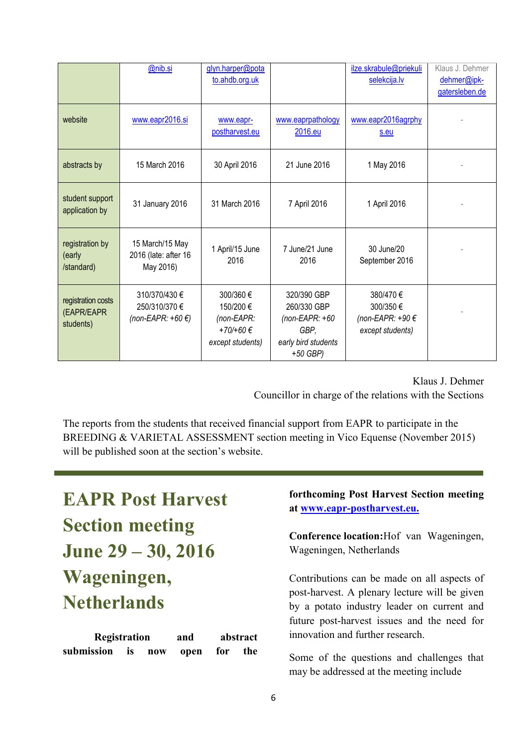| | @nib.si | glyn.harper@potato.ahdb.org.uk | | ilze.skrabule@priekuliselekcija.lv | Klaus J. Dehmer dehmer@ipk-gatersleben.de |
|---|---|---|---|---|---|
| website | www.eapr2016.si | www.eapr-postharvest.eu | www.eaprpathology2016.eu | www.eapr2016agrphys.eu | - |
| abstracts by | 15 March 2016 | 30 April 2016 | 21 June 2016 | 1 May 2016 | - |
| student support application by | 31 January 2016 | 31 March 2016 | 7 April 2016 | 1 April 2016 | - |
| registration by (early /standard) | 15 March/15 May 2016 (late: after 16 May 2016) | 1 April/15 June 2016 | 7 June/21 June 2016 | 30 June/20 September 2016 | - |
| registration costs (EAPR/EAPR students) | 310/370/430 € 250/310/370 € *(non-EAPR: +60 €)* | 300/360 € 150/200 € *(non-EAPR: +70/+60 € except students)* | 320/390 GBP 260/330 GBP *(non-EAPR: +60 GBP, early bird students +50 GBP)* | 380/470 € 300/350 € *(non-EAPR: +90 € except students)* | - |

Klaus J. Dehmer
Councillor in charge of the relations with the Sections

The reports from the students that received financial support from EAPR to participate in the BREEDING & VARIETAL ASSESSMENT section meeting in Vico Equense (November 2015) will be published soon at the section's website.

# EAPR Post Harvest Section meeting June 29 – 30, 2016 Wageningen, Netherlands

**Registration and abstract submission is now open for the forthcoming Post Harvest Section meeting at www.eapr-postharvest.eu.**

**Conference location:** Hof van Wageningen, Wageningen, Netherlands

Contributions can be made on all aspects of post-harvest. A plenary lecture will be given by a potato industry leader on current and future post-harvest issues and the need for innovation and further research.

Some of the questions and challenges that may be addressed at the meeting include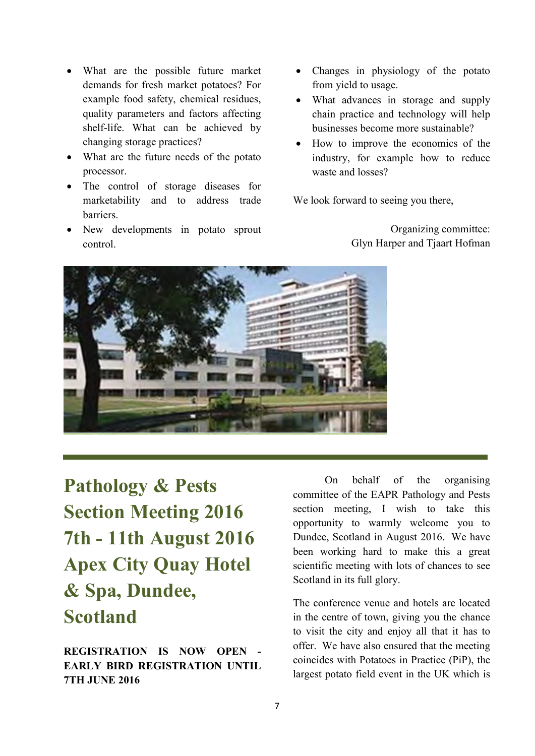- What are the possible future market demands for fresh market potatoes? For example food safety, chemical residues, quality parameters and factors affecting shelf-life. What can be achieved by changing storage practices?
- What are the future needs of the potato processor.
- The control of storage diseases for marketability and to address trade barriers.
- New developments in potato sprout control.
- Changes in physiology of the potato from yield to usage.
- What advances in storage and supply chain practice and technology will help businesses become more sustainable?
- How to improve the economics of the industry, for example how to reduce waste and losses?

We look forward to seeing you there,

Organizing committee:
Glyn Harper and Tjaart Hofman

# Pathology & Pests Section Meeting 2016 7th - 11th August 2016 Apex City Quay Hotel & Spa, Dundee, Scotland

**REGISTRATION IS NOW OPEN - EARLY BIRD REGISTRATION UNTIL 7TH JUNE 2016**

On behalf of the organising committee of the EAPR Pathology and Pests section meeting, I wish to take this opportunity to warmly welcome you to Dundee, Scotland in August 2016. We have been working hard to make this a great scientific meeting with lots of chances to see Scotland in its full glory.

The conference venue and hotels are located in the centre of town, giving you the chance to visit the city and enjoy all that it has to offer. We have also ensured that the meeting coincides with Potatoes in Practice (PiP), the largest potato field event in the UK which is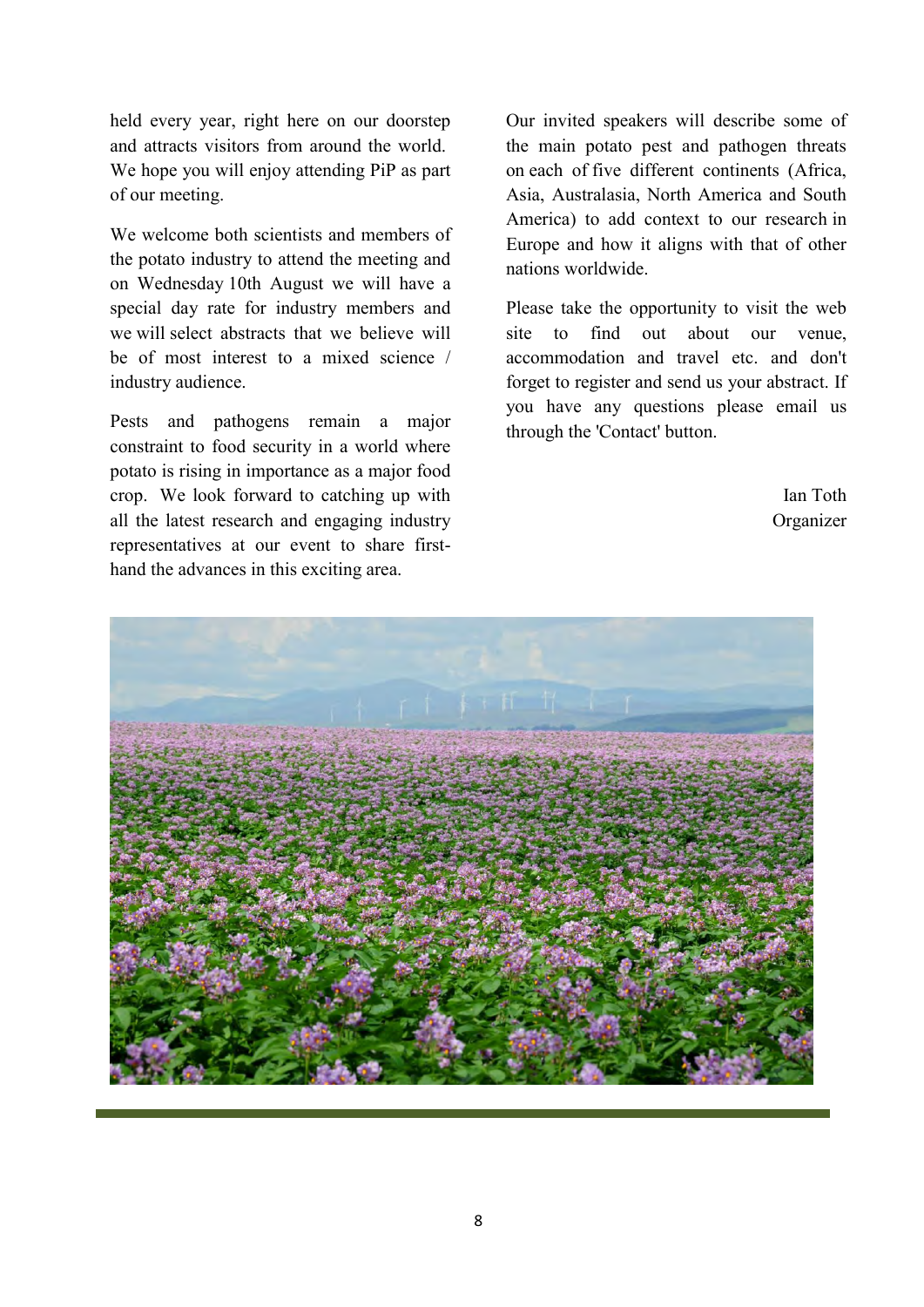held every year, right here on our doorstep and attracts visitors from around the world. We hope you will enjoy attending PiP as part of our meeting.

We welcome both scientists and members of the potato industry to attend the meeting and on Wednesday 10th August we will have a special day rate for industry members and we will select abstracts that we believe will be of most interest to a mixed science / industry audience.

Pests and pathogens remain a major constraint to food security in a world where potato is rising in importance as a major food crop. We look forward to catching up with all the latest research and engaging industry representatives at our event to share first-hand the advances in this exciting area.

Our invited speakers will describe some of the main potato pest and pathogen threats on each of five different continents (Africa, Asia, Australasia, North America and South America) to add context to our research in Europe and how it aligns with that of other nations worldwide.

Please take the opportunity to visit the web site to find out about our venue, accommodation and travel etc. and don't forget to register and send us your abstract. If you have any questions please email us through the 'Contact' button.

Ian Toth
Organizer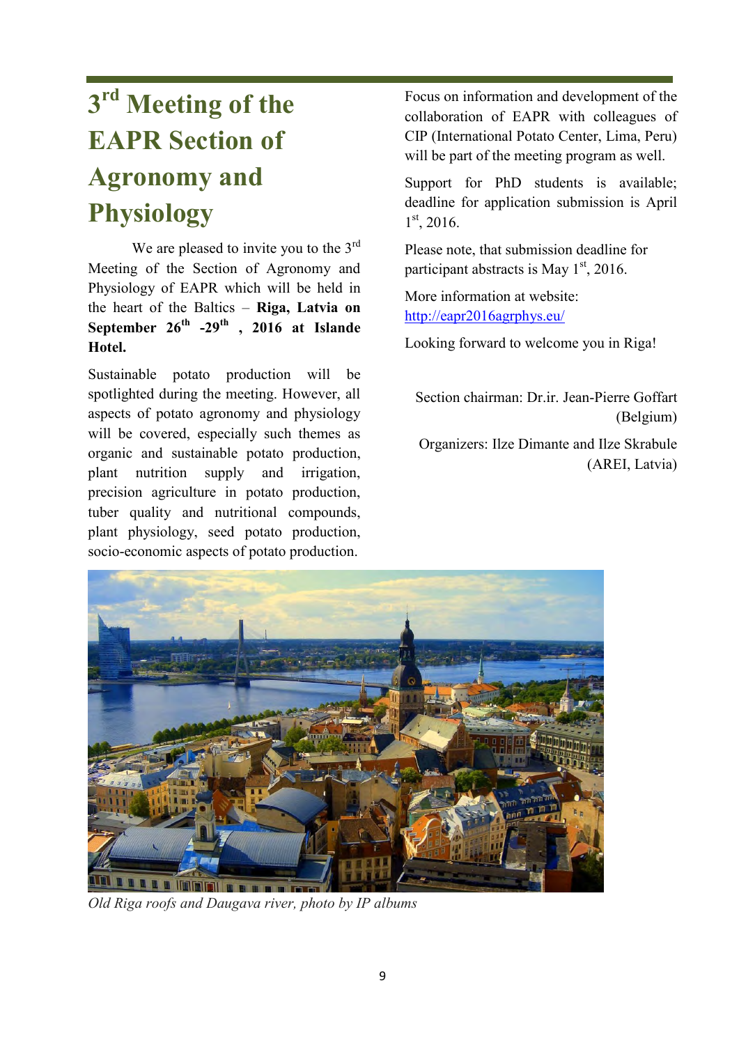# 3rd Meeting of the EAPR Section of Agronomy and Physiology

We are pleased to invite you to the 3rd Meeting of the Section of Agronomy and Physiology of EAPR which will be held in the heart of the Baltics – **Riga, Latvia on September 26th -29th , 2016 at Islande Hotel.**

Sustainable potato production will be spotlighted during the meeting. However, all aspects of potato agronomy and physiology will be covered, especially such themes as organic and sustainable potato production, plant nutrition supply and irrigation, precision agriculture in potato production, tuber quality and nutritional compounds, plant physiology, seed potato production, socio-economic aspects of potato production.

Focus on information and development of the collaboration of EAPR with colleagues of CIP (International Potato Center, Lima, Peru) will be part of the meeting program as well.

Support for PhD students is available; deadline for application submission is April 1st, 2016.

Please note, that submission deadline for participant abstracts is May 1st, 2016.

More information at website:
http://eapr2016agrphys.eu/

Looking forward to welcome you in Riga!

Section chairman: Dr.ir. Jean-Pierre Goffart (Belgium)

Organizers: Ilze Dimante and Ilze Skrabule (AREI, Latvia)

*Old Riga roofs and Daugava river, photo by IP albums*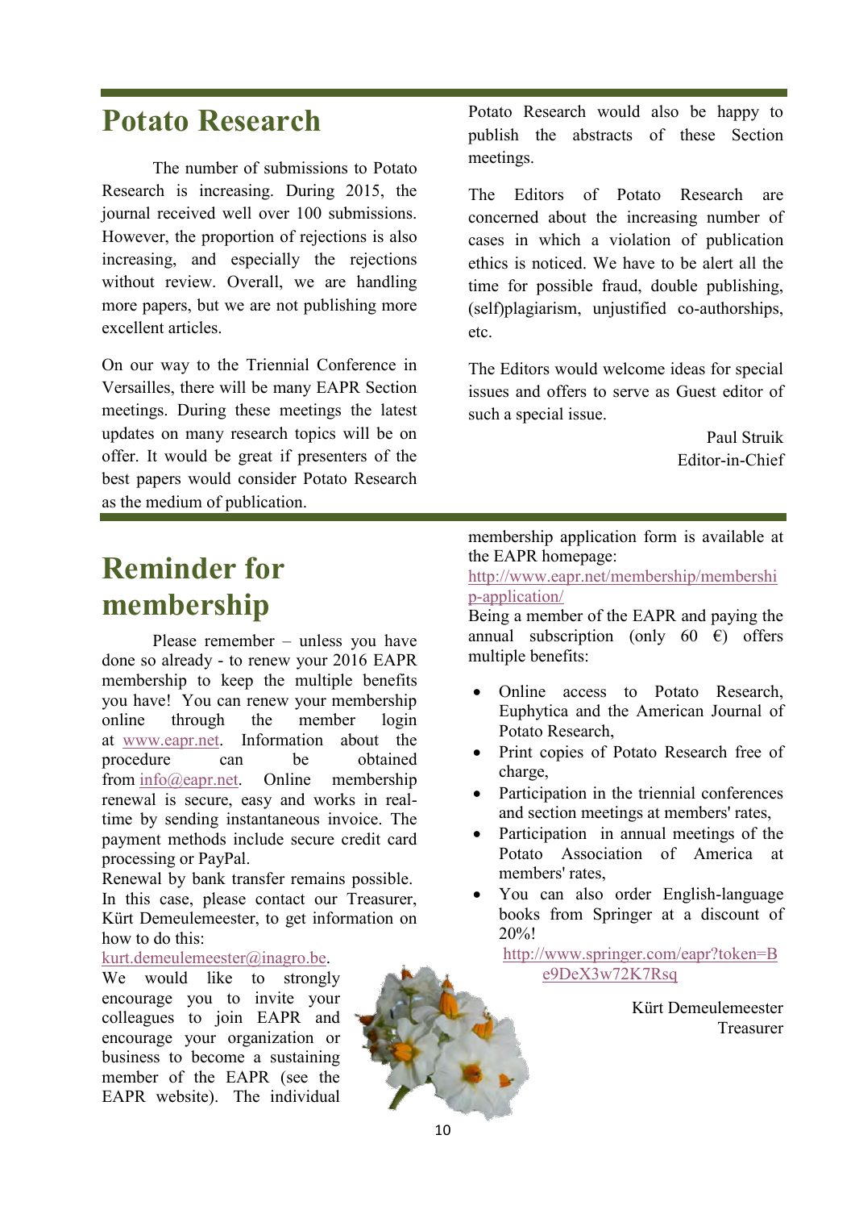# Potato Research

The number of submissions to Potato Research is increasing. During 2015, the journal received well over 100 submissions. However, the proportion of rejections is also increasing, and especially the rejections without review. Overall, we are handling more papers, but we are not publishing more excellent articles.

On our way to the Triennial Conference in Versailles, there will be many EAPR Section meetings. During these meetings the latest updates on many research topics will be on offer. It would be great if presenters of the best papers would consider Potato Research as the medium of publication. Potato Research would also be happy to publish the abstracts of these Section meetings.

The Editors of Potato Research are concerned about the increasing number of cases in which a violation of publication ethics is noticed. We have to be alert all the time for possible fraud, double publishing, (self)plagiarism, unjustified co-authorships, etc.

The Editors would welcome ideas for special issues and offers to serve as Guest editor of such a special issue.

Paul Struik
Editor-in-Chief

# Reminder for membership

Please remember – unless you have done so already - to renew your 2016 EAPR membership to keep the multiple benefits you have! You can renew your membership online through the member login at www.eapr.net. Information about the procedure can be obtained from info@eapr.net. Online membership renewal is secure, easy and works in real-time by sending instantaneous invoice. The payment methods include secure credit card processing or PayPal.
Renewal by bank transfer remains possible. In this case, please contact our Treasurer, Kürt Demeulemeester, to get information on how to do this:
kurt.demeulemeester@inagro.be.
We would like to strongly encourage you to invite your colleagues to join EAPR and encourage your organization or business to become a sustaining member of the EAPR (see the EAPR website). The individual membership application form is available at the EAPR homepage:
http://www.eapr.net/membership/membership-application/
Being a member of the EAPR and paying the annual subscription (only 60 €) offers multiple benefits:

- Online access to Potato Research, Euphytica and the American Journal of Potato Research,
- Print copies of Potato Research free of charge,
- Participation in the triennial conferences and section meetings at members' rates,
- Participation in annual meetings of the Potato Association of America at members' rates,
- You can also order English-language books from Springer at a discount of 20%!
  http://www.springer.com/eapr?token=Be9DeX3w72K7Rsq

Kürt Demeulemeester
Treasurer